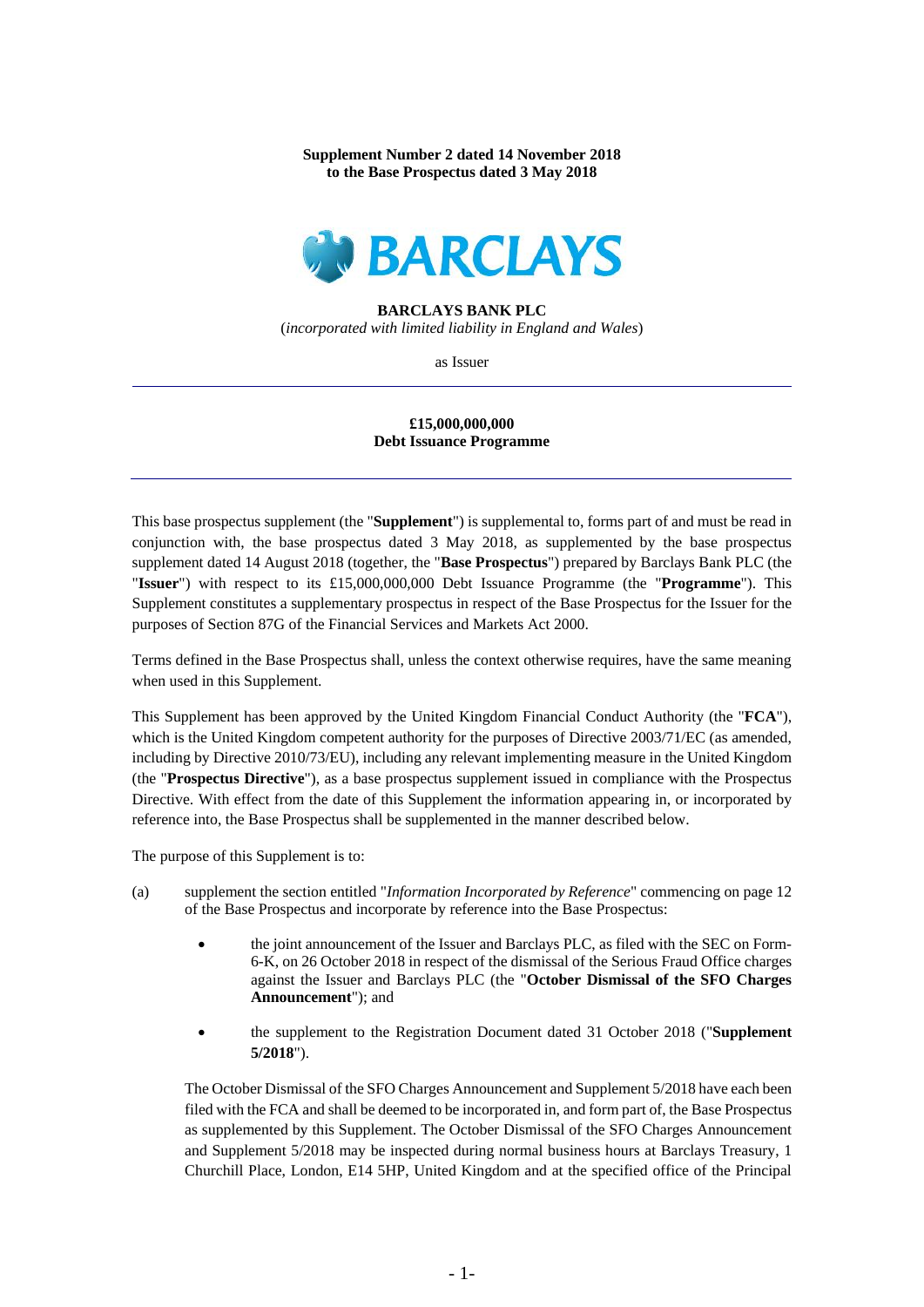**Supplement Number 2 dated 14 November 2018**
**to the Base Prospectus dated 3 May 2018**

**BARCLAYS**

**BARCLAYS BANK PLC**
(*incorporated with limited liability in England and Wales*)

as Issuer

---

**£15,000,000,000**
**Debt Issuance Programme**

---

This base prospectus supplement (the "**Supplement**") is supplemental to, forms part of and must be read in conjunction with, the base prospectus dated 3 May 2018, as supplemented by the base prospectus supplement dated 14 August 2018 (together, the "**Base Prospectus**") prepared by Barclays Bank PLC (the "**Issuer**") with respect to its £15,000,000,000 Debt Issuance Programme (the "**Programme**"). This Supplement constitutes a supplementary prospectus in respect of the Base Prospectus for the Issuer for the purposes of Section 87G of the Financial Services and Markets Act 2000.

Terms defined in the Base Prospectus shall, unless the context otherwise requires, have the same meaning when used in this Supplement.

This Supplement has been approved by the United Kingdom Financial Conduct Authority (the "**FCA**"), which is the United Kingdom competent authority for the purposes of Directive 2003/71/EC (as amended, including by Directive 2010/73/EU), including any relevant implementing measure in the United Kingdom (the "**Prospectus Directive**"), as a base prospectus supplement issued in compliance with the Prospectus Directive. With effect from the date of this Supplement the information appearing in, or incorporated by reference into, the Base Prospectus shall be supplemented in the manner described below.

The purpose of this Supplement is to:

(a) supplement the section entitled "*Information Incorporated by Reference*" commencing on page 12 of the Base Prospectus and incorporate by reference into the Base Prospectus:

- the joint announcement of the Issuer and Barclays PLC, as filed with the SEC on Form-6-K, on 26 October 2018 in respect of the dismissal of the Serious Fraud Office charges against the Issuer and Barclays PLC (the "**October Dismissal of the SFO Charges Announcement**"); and

- the supplement to the Registration Document dated 31 October 2018 ("**Supplement 5/2018**").

The October Dismissal of the SFO Charges Announcement and Supplement 5/2018 have each been filed with the FCA and shall be deemed to be incorporated in, and form part of, the Base Prospectus as supplemented by this Supplement. The October Dismissal of the SFO Charges Announcement and Supplement 5/2018 may be inspected during normal business hours at Barclays Treasury, 1 Churchill Place, London, E14 5HP, United Kingdom and at the specified office of the Principal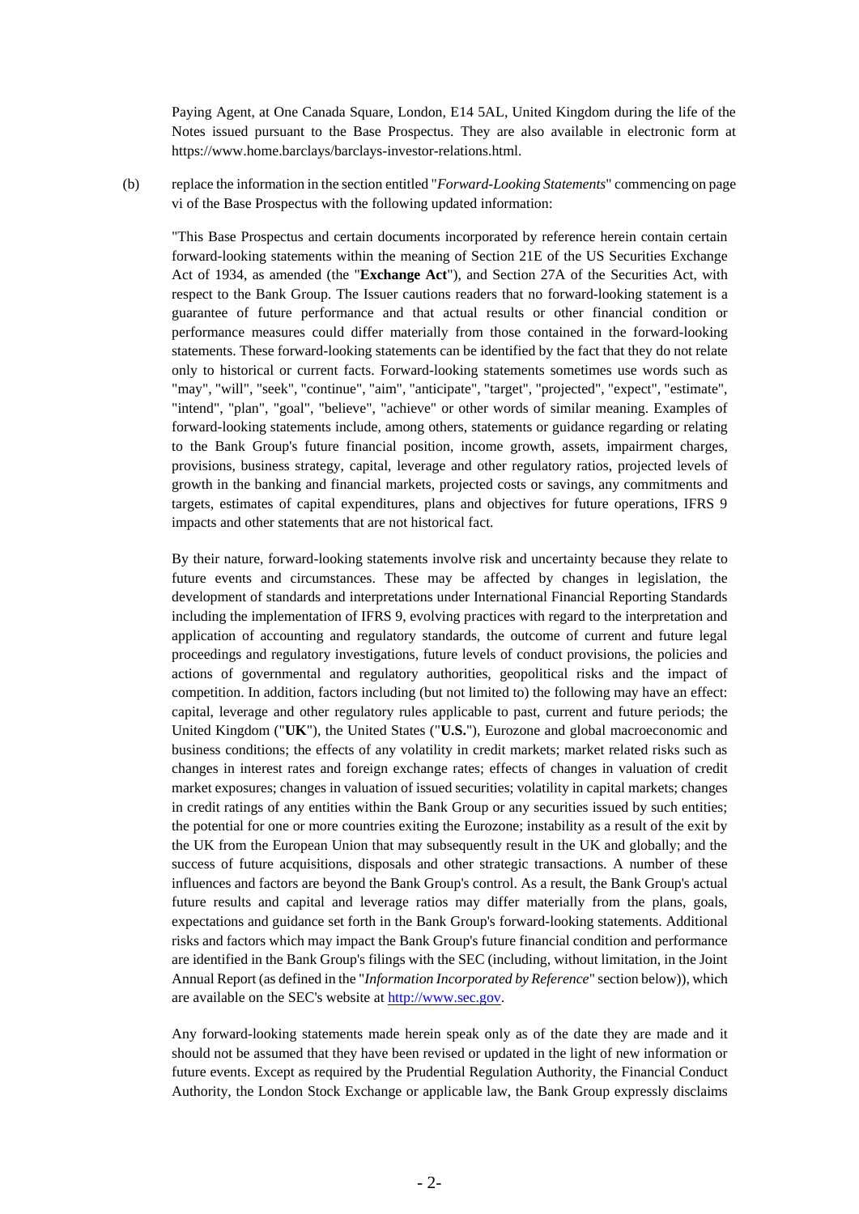Paying Agent, at One Canada Square, London, E14 5AL, United Kingdom during the life of the Notes issued pursuant to the Base Prospectus. They are also available in electronic form at https://www.home.barclays/barclays-investor-relations.html.

(b) replace the information in the section entitled "*Forward-Looking Statements*" commencing on page vi of the Base Prospectus with the following updated information:

"This Base Prospectus and certain documents incorporated by reference herein contain certain forward-looking statements within the meaning of Section 21E of the US Securities Exchange Act of 1934, as amended (the "**Exchange Act**"), and Section 27A of the Securities Act, with respect to the Bank Group. The Issuer cautions readers that no forward-looking statement is a guarantee of future performance and that actual results or other financial condition or performance measures could differ materially from those contained in the forward-looking statements. These forward-looking statements can be identified by the fact that they do not relate only to historical or current facts. Forward-looking statements sometimes use words such as "may", "will", "seek", "continue", "aim", "anticipate", "target", "projected", "expect", "estimate", "intend", "plan", "goal", "believe", "achieve" or other words of similar meaning. Examples of forward-looking statements include, among others, statements or guidance regarding or relating to the Bank Group's future financial position, income growth, assets, impairment charges, provisions, business strategy, capital, leverage and other regulatory ratios, projected levels of growth in the banking and financial markets, projected costs or savings, any commitments and targets, estimates of capital expenditures, plans and objectives for future operations, IFRS 9 impacts and other statements that are not historical fact.

By their nature, forward-looking statements involve risk and uncertainty because they relate to future events and circumstances. These may be affected by changes in legislation, the development of standards and interpretations under International Financial Reporting Standards including the implementation of IFRS 9, evolving practices with regard to the interpretation and application of accounting and regulatory standards, the outcome of current and future legal proceedings and regulatory investigations, future levels of conduct provisions, the policies and actions of governmental and regulatory authorities, geopolitical risks and the impact of competition. In addition, factors including (but not limited to) the following may have an effect: capital, leverage and other regulatory rules applicable to past, current and future periods; the United Kingdom ("**UK**"), the United States ("**U.S.**"), Eurozone and global macroeconomic and business conditions; the effects of any volatility in credit markets; market related risks such as changes in interest rates and foreign exchange rates; effects of changes in valuation of credit market exposures; changes in valuation of issued securities; volatility in capital markets; changes in credit ratings of any entities within the Bank Group or any securities issued by such entities; the potential for one or more countries exiting the Eurozone; instability as a result of the exit by the UK from the European Union that may subsequently result in the UK and globally; and the success of future acquisitions, disposals and other strategic transactions. A number of these influences and factors are beyond the Bank Group's control. As a result, the Bank Group's actual future results and capital and leverage ratios may differ materially from the plans, goals, expectations and guidance set forth in the Bank Group's forward-looking statements. Additional risks and factors which may impact the Bank Group's future financial condition and performance are identified in the Bank Group's filings with the SEC (including, without limitation, in the Joint Annual Report (as defined in the "*Information Incorporated by Reference*" section below)), which are available on the SEC's website at http://www.sec.gov.

Any forward-looking statements made herein speak only as of the date they are made and it should not be assumed that they have been revised or updated in the light of new information or future events. Except as required by the Prudential Regulation Authority, the Financial Conduct Authority, the London Stock Exchange or applicable law, the Bank Group expressly disclaims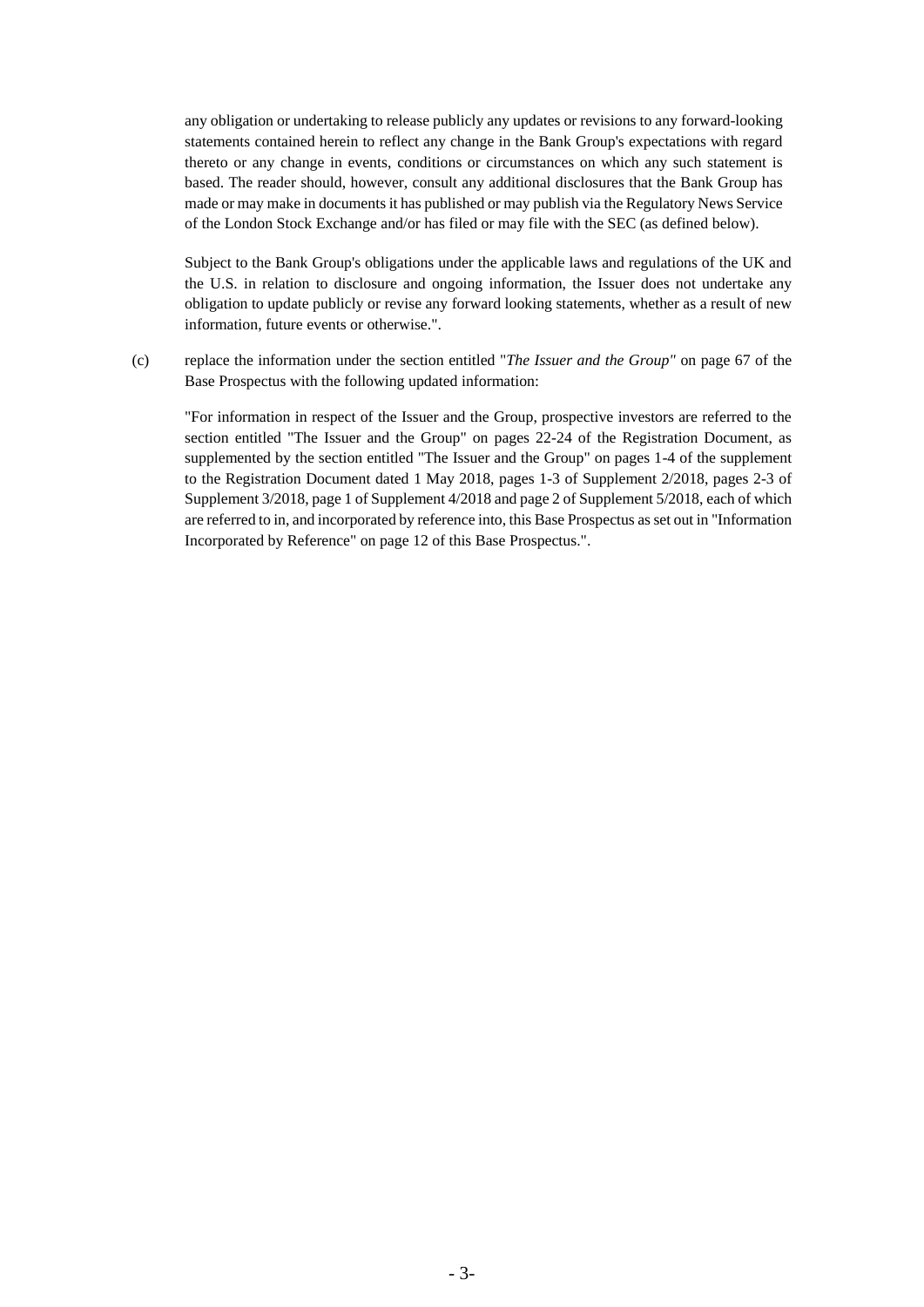any obligation or undertaking to release publicly any updates or revisions to any forward-looking statements contained herein to reflect any change in the Bank Group's expectations with regard thereto or any change in events, conditions or circumstances on which any such statement is based. The reader should, however, consult any additional disclosures that the Bank Group has made or may make in documents it has published or may publish via the Regulatory News Service of the London Stock Exchange and/or has filed or may file with the SEC (as defined below).

Subject to the Bank Group's obligations under the applicable laws and regulations of the UK and the U.S. in relation to disclosure and ongoing information, the Issuer does not undertake any obligation to update publicly or revise any forward looking statements, whether as a result of new information, future events or otherwise.".

(c) replace the information under the section entitled "*The Issuer and the Group"* on page 67 of the Base Prospectus with the following updated information:

"For information in respect of the Issuer and the Group, prospective investors are referred to the section entitled "The Issuer and the Group" on pages 22-24 of the Registration Document, as supplemented by the section entitled "The Issuer and the Group" on pages 1-4 of the supplement to the Registration Document dated 1 May 2018, pages 1-3 of Supplement 2/2018, pages 2-3 of Supplement 3/2018, page 1 of Supplement 4/2018 and page 2 of Supplement 5/2018, each of which are referred to in, and incorporated by reference into, this Base Prospectus as set out in "Information Incorporated by Reference" on page 12 of this Base Prospectus.".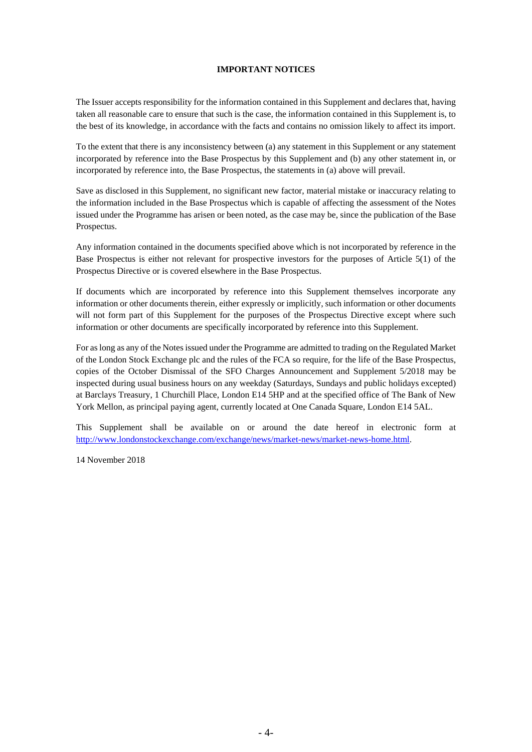**IMPORTANT NOTICES**

The Issuer accepts responsibility for the information contained in this Supplement and declares that, having taken all reasonable care to ensure that such is the case, the information contained in this Supplement is, to the best of its knowledge, in accordance with the facts and contains no omission likely to affect its import.

To the extent that there is any inconsistency between (a) any statement in this Supplement or any statement incorporated by reference into the Base Prospectus by this Supplement and (b) any other statement in, or incorporated by reference into, the Base Prospectus, the statements in (a) above will prevail.

Save as disclosed in this Supplement, no significant new factor, material mistake or inaccuracy relating to the information included in the Base Prospectus which is capable of affecting the assessment of the Notes issued under the Programme has arisen or been noted, as the case may be, since the publication of the Base Prospectus.

Any information contained in the documents specified above which is not incorporated by reference in the Base Prospectus is either not relevant for prospective investors for the purposes of Article 5(1) of the Prospectus Directive or is covered elsewhere in the Base Prospectus.

If documents which are incorporated by reference into this Supplement themselves incorporate any information or other documents therein, either expressly or implicitly, such information or other documents will not form part of this Supplement for the purposes of the Prospectus Directive except where such information or other documents are specifically incorporated by reference into this Supplement.

For as long as any of the Notes issued under the Programme are admitted to trading on the Regulated Market of the London Stock Exchange plc and the rules of the FCA so require, for the life of the Base Prospectus, copies of the October Dismissal of the SFO Charges Announcement and Supplement 5/2018 may be inspected during usual business hours on any weekday (Saturdays, Sundays and public holidays excepted) at Barclays Treasury, 1 Churchill Place, London E14 5HP and at the specified office of The Bank of New York Mellon, as principal paying agent, currently located at One Canada Square, London E14 5AL.

This Supplement shall be available on or around the date hereof in electronic form at http://www.londonstockexchange.com/exchange/news/market-news/market-news-home.html.

14 November 2018